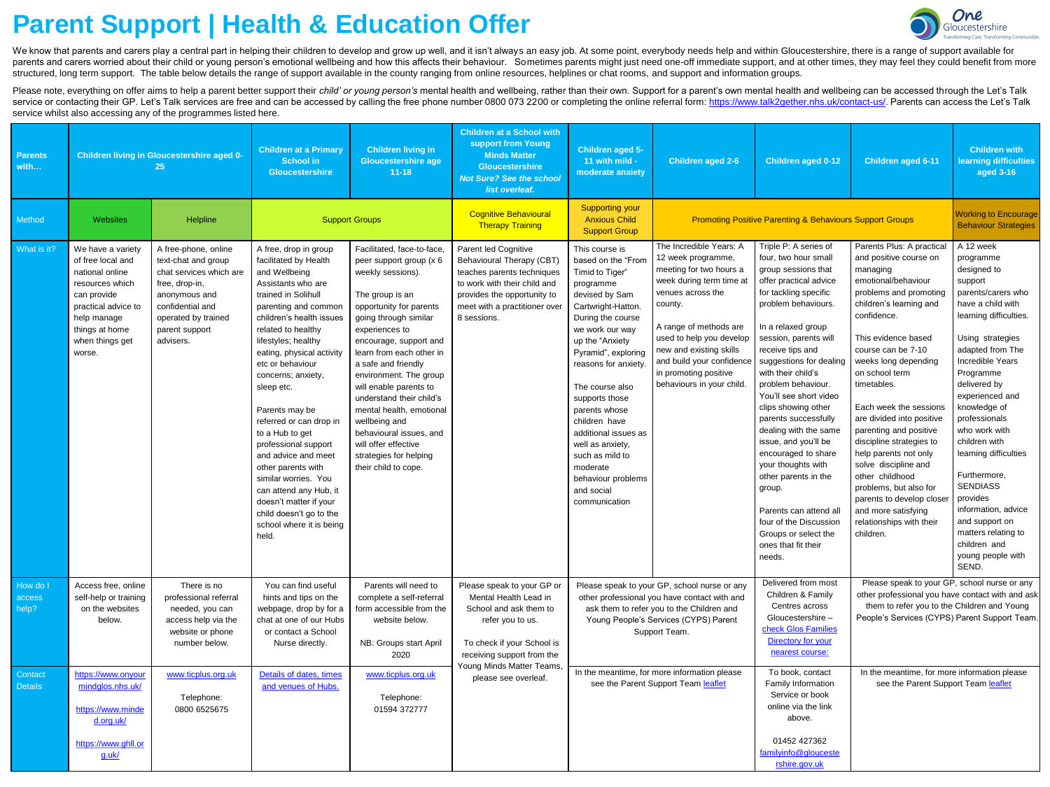# Parent Support | Health & Education Offer

We know that parents and carers play a central part in helping their children to develop and grow up well, and it isn't always an easy job. At some point, everybody needs help and within Gloucestershire, there is a range of support available for parents and carers worried about their child or young person's emotional wellbeing and how this affects their behaviour. Sometimes parents might just need one-off immediate support, and at other times, they may feel they could benefit from more structured, long term support. The table below details the range of support available in the county ranging from online resources, helplines or chat rooms, and support and information groups.

Please note, everything on offer aims to help a parent better support their *child' or young person's* mental health and wellbeing, rather than their own. Support for a parent's own mental health and wellbeing can be accessed through the Let's Talk service or contacting their GP. Let's Talk services are free and can be accessed by calling the free phone number 0800 073 2200 or completing the online referral form: https://www.talk2gether.nhs.uk/contact-us/. Parents can access the Let's Talk service whilst also accessing any of the programmes listed here.

| Parents with… | Children living in Gloucestershire aged 0-25 | | Children at a Primary School in Gloucestershire | Children living in Gloucestershire age 11-18 | Children at a School with support from Young Minds Matter Gloucestershire *Not Sure? See the school list overleaf.* | Children aged 5-11 with mild - moderate anxiety | Children aged 2-6 | Children aged 0-12 | Children aged 6-11 | Children with learning difficulties aged 3-16 |
|---|---|---|---|---|---|---|---|---|---|---|
| Method | Websites | Helpline | Support Groups | | Cognitive Behavioural Therapy Training | Supporting your Anxious Child Support Group | Promoting Positive Parenting & Behaviours Support Groups | | | Working to Encourage Behaviour Strategies |
| What is it? | We have a variety of free local and national online resources which can provide practical advice to help manage things at home when things get worse. | A free-phone, online text-chat and group chat services which are free, drop-in, anonymous and confidential and operated by trained parent support advisers. | A free, drop in group facilitated by Health and Wellbeing Assistants who are trained in Solihull parenting and common children's health issues related to healthy lifestyles; healthy eating, physical activity etc or behaviour concerns; anxiety, sleep etc.<br><br>Parents may be referred or can drop in to a Hub to get professional support and advice and meet other parents with similar worries. You can attend any Hub, it doesn't matter if your child doesn't go to the school where it is being held. | Facilitated, face-to-face, peer support group (x 6 weekly sessions).<br><br>The group is an opportunity for parents going through similar experiences to encourage, support and learn from each other in a safe and friendly environment. The group will enable parents to understand their child's mental health, emotional wellbeing and behavioural issues, and will offer effective strategies for helping their child to cope. | Parent led Cognitive Behavioural Therapy (CBT) teaches parents techniques to work with their child and provides the opportunity to meet with a practitioner over 8 sessions. | This course is based on the "From Timid to Tiger" programme devised by Sam Cartwright-Hatton. During the course we work our way up the "Anxiety Pyramid", exploring reasons for anxiety.<br><br>The course also supports those parents whose children have additional issues as well as anxiety, such as mild to moderate behaviour problems and social communication | The Incredible Years: A 12 week programme, meeting for two hours a week during term time at venues across the county.<br><br>A range of methods are used to help you develop new and existing skills and build your confidence in promoting positive behaviours in your child. | Triple P: A series of four, two hour small group sessions that offer practical advice for tackling specific problem behaviours.<br><br>In a relaxed group session, parents will receive tips and suggestions for dealing with their child's problem behaviour. You'll see short video clips showing other parents successfully dealing with the same issue, and you'll be encouraged to share your thoughts with other parents in the group.<br><br>Parents can attend all four of the Discussion Groups or select the ones that fit their needs. | Parents Plus: A practical and positive course on managing emotional/behaviour problems and promoting children's learning and confidence.<br><br>This evidence based course can be 7-10 weeks long depending on school term timetables.<br><br>Each week the sessions are divided into positive parenting and positive discipline strategies to help parents not only solve discipline and other childhood problems, but also for parents to develop closer and more satisfying relationships with their children. | A 12 week programme designed to support parents/carers who have a child with learning difficulties.<br><br>Using strategies adapted from The Incredible Years Programme delivered by experienced and knowledge of professionals who work with children with learning difficulties<br><br>Furthermore, SENDIASS provides information, advice and support on matters relating to children and young people with SEND. |
| How do I access help? | Access free, online self-help or training on the websites below. | There is no professional referral needed, you can access help via the website or phone number below. | You can find useful hints and tips on the webpage, drop by for a chat at one of our Hubs or contact a School Nurse directly. | Parents will need to complete a self-referral form accessible from the website below.<br><br>NB: Groups start April 2020 | Please speak to your GP or Mental Health Lead in School and ask them to refer you to us.<br><br>To check if your School is receiving support from the Young Minds Matter Teams, please see overleaf. | Please speak to your GP, school nurse or any other professional you have contact with and ask them to refer you to the Children and Young People's Services (CYPS) Parent Support Team. | | Delivered from most Children & Family Centres across Gloucestershire – check Glos Families Directory for your nearest course: | Please speak to your GP, school nurse or any other professional you have contact with and ask them to refer you to the Children and Young People's Services (CYPS) Parent Support Team. | |
| Contact Details | https://www.onyourmindglos.nhs.uk/<br><br>https://www.minded.org.uk/<br><br>https://www.ghll.org.uk/ | www.ticplus.org.uk<br><br>Telephone: 0800 6525675 | Details of dates, times and venues of Hubs. | www.ticplus.org.uk<br><br>Telephone: 01594 372777 | | In the meantime, for more information please see the Parent Support Team leaflet | | To book, contact Family Information Service or book online via the link above.<br><br>01452 427362<br>familyinfo@gloucestershire.gov.uk | In the meantime, for more information please see the Parent Support Team leaflet | |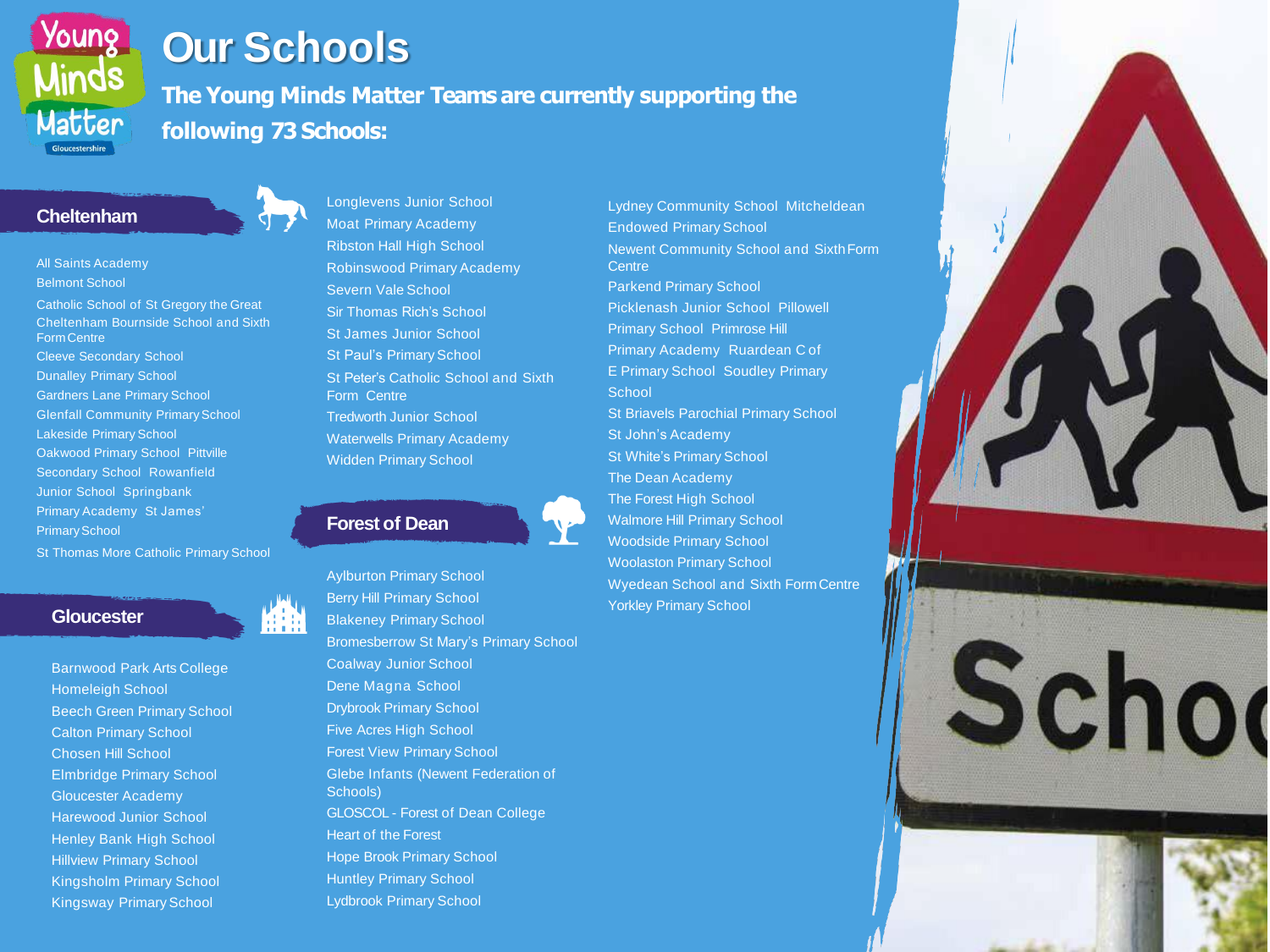# Our Schools

**The Young Minds Matter Teams are currently supporting the following 73 Schools:**

## Cheltenham

All Saints Academy
Belmont School
Catholic School of St Gregory the Great
Cheltenham Bournside School and Sixth Form Centre
Cleeve Secondary School
Dunalley Primary School
Gardners Lane Primary School
Glenfall Community Primary School
Lakeside Primary School
Oakwood Primary School
Pittville Secondary School
Rowanfield Junior School
Springbank Primary Academy
St James' Primary School
St Thomas More Catholic Primary School

## Gloucester

Barnwood Park Arts College
Homeleigh School
Beech Green Primary School
Calton Primary School
Chosen Hill School
Elmbridge Primary School
Gloucester Academy
Harewood Junior School
Henley Bank High School
Hillview Primary School
Kingsholm Primary School
Kingsway Primary School
Longlevens Junior School
Moat Primary Academy
Ribston Hall High School
Robinswood Primary Academy
Severn Vale School
Sir Thomas Rich's School
St James Junior School
St Paul's Primary School
St Peter's Catholic School and Sixth Form Centre
Tredworth Junior School
Waterwells Primary Academy
Widden Primary School

## Forest of Dean

Aylburton Primary School
Berry Hill Primary School
Blakeney Primary School
Bromesberrow St Mary's Primary School
Coalway Junior School
Dene Magna School
Drybrook Primary School
Five Acres High School
Forest View Primary School
Glebe Infants (Newent Federation of Schools)
GLOSCOL - Forest of Dean College
Heart of the Forest
Hope Brook Primary School
Huntley Primary School
Lydbrook Primary School
Lydney Community School
Mitcheldean Endowed Primary School
Newent Community School and Sixth Form Centre
Parkend Primary School
Picklenash Junior School
Pillowell Primary School
Primrose Hill Primary Academy
Ruardean C of E Primary School
Soudley Primary School
St Briavels Parochial Primary School
St John's Academy
St White's Primary School
The Dean Academy
The Forest High School
Walmore Hill Primary School
Woodside Primary School
Woolaston Primary School
Wyedean School and Sixth Form Centre
Yorkley Primary School